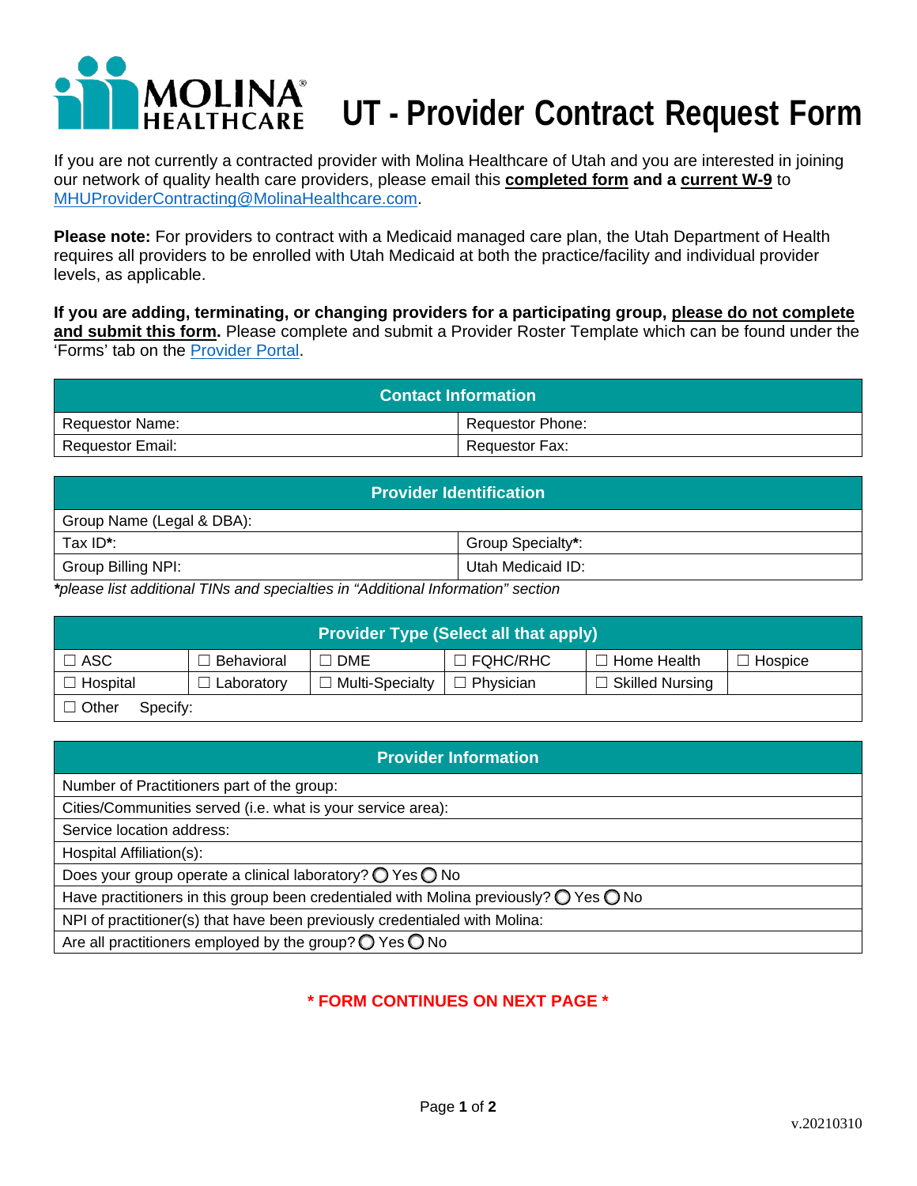# MOLINA HEALTHCARE UT - Provider Contract Request Form

If you are not currently a contracted provider with Molina Healthcare of Utah and you are interested in joining our network of quality health care providers, please email this **completed form** and a **current W-9** to MHUProviderContracting@MolinaHealthcare.com.

**Please note:** For providers to contract with a Medicaid managed care plan, the Utah Department of Health requires all providers to be enrolled with Utah Medicaid at both the practice/facility and individual provider levels, as applicable.

**If you are adding, terminating, or changing providers for a participating group, please do not complete and submit this form.** Please complete and submit a Provider Roster Template which can be found under the 'Forms' tab on the Provider Portal.

| Contact Information | |
|---|---|
| Requestor Name: | Requestor Phone: |
| Requestor Email: | Requestor Fax: |

| Provider Identification | |
|---|---|
| Group Name (Legal & DBA): | |
| Tax ID*: | Group Specialty*: |
| Group Billing NPI: | Utah Medicaid ID: |

*\*please list additional TINs and specialties in "Additional Information" section*

| Provider Type (Select all that apply) | | | | | |
|---|---|---|---|---|---|
| ☐ ASC | ☐ Behavioral | ☐ DME | ☐ FQHC/RHC | ☐ Home Health | ☐ Hospice |
| ☐ Hospital | ☐ Laboratory | ☐ Multi-Specialty | ☐ Physician | ☐ Skilled Nursing | |
| ☐ Other Specify: | | | | | |

| Provider Information |
|---|
| Number of Practitioners part of the group: |
| Cities/Communities served (i.e. what is your service area): |
| Service location address: |
| Hospital Affiliation(s): |
| Does your group operate a clinical laboratory? ◯ Yes ◯ No |
| Have practitioners in this group been credentialed with Molina previously? ◯ Yes ◯ No |
| NPI of practitioner(s) that have been previously credentialed with Molina: |
| Are all practitioners employed by the group? ◯ Yes ◯ No |

**\* FORM CONTINUES ON NEXT PAGE \***

v.20210310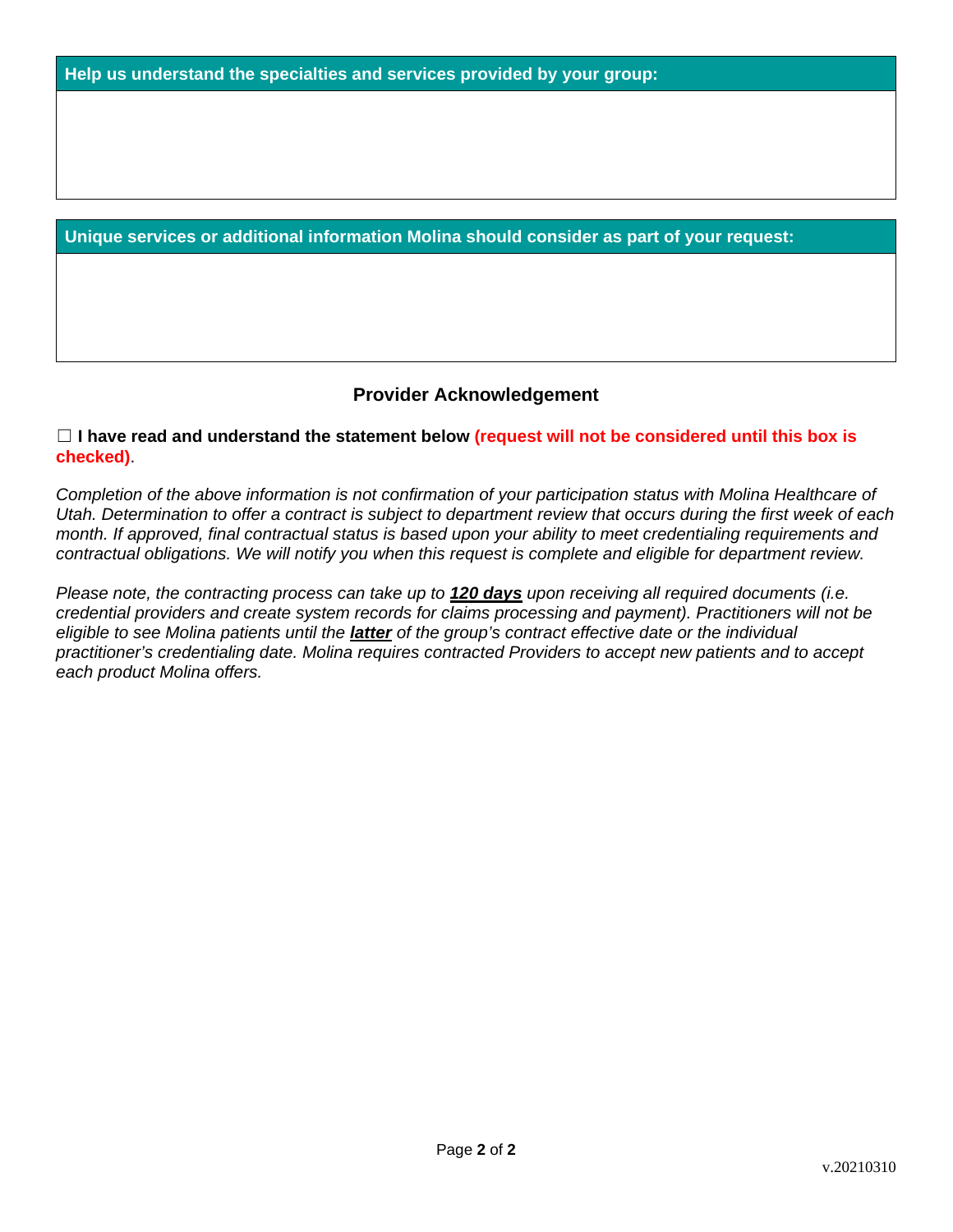**Help us understand the specialties and services provided by your group:**

**Unique services or additional information Molina should consider as part of your request:**

## Provider Acknowledgement

☐ **I have read and understand the statement below (request will not be considered until this box is checked)**.

*Completion of the above information is not confirmation of your participation status with Molina Healthcare of Utah. Determination to offer a contract is subject to department review that occurs during the first week of each month. If approved, final contractual status is based upon your ability to meet credentialing requirements and contractual obligations. We will notify you when this request is complete and eligible for department review.*

*Please note, the contracting process can take up to **120 days** upon receiving all required documents (i.e. credential providers and create system records for claims processing and payment). Practitioners will not be eligible to see Molina patients until the **latter** of the group's contract effective date or the individual practitioner's credentialing date. Molina requires contracted Providers to accept new patients and to accept each product Molina offers.*

v.20210310